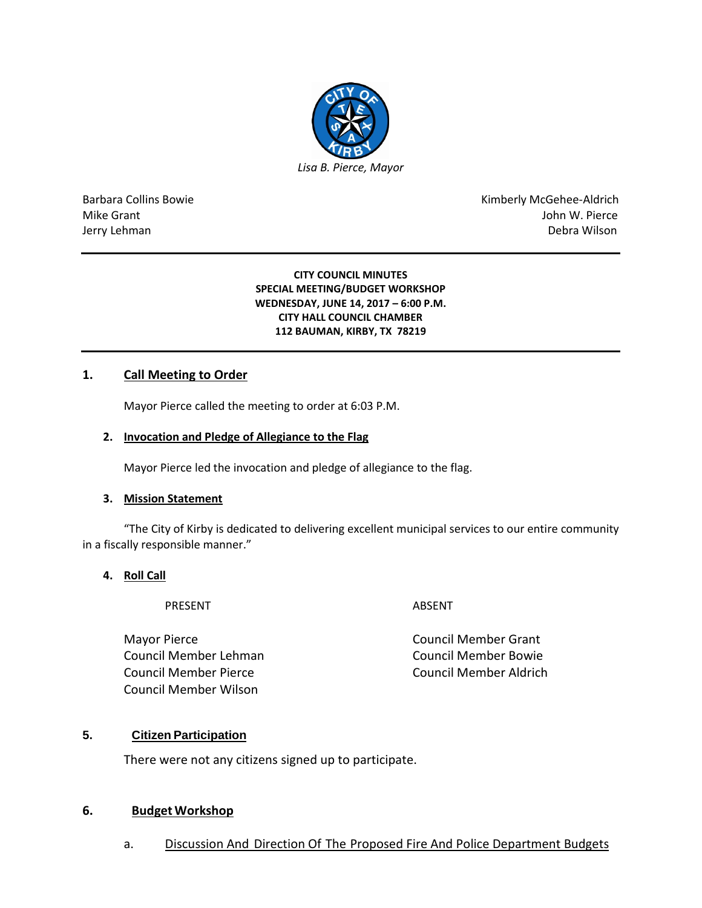*Lisa B. Pierce, Mayor*

Barbara Collins Bowie
Mike Grant
Jerry Lehman

Kimberly McGehee-Aldrich
John W. Pierce
Debra Wilson

**CITY COUNCIL MINUTES**
**SPECIAL MEETING/BUDGET WORKSHOP**
**WEDNESDAY, JUNE 14, 2017 – 6:00 P.M.**
**CITY HALL COUNCIL CHAMBER**
**112 BAUMAN, KIRBY, TX 78219**

## 1. Call Meeting to Order

Mayor Pierce called the meeting to order at 6:03 P.M.

### 2. Invocation and Pledge of Allegiance to the Flag

Mayor Pierce led the invocation and pledge of allegiance to the flag.

### 3. Mission Statement

"The City of Kirby is dedicated to delivering excellent municipal services to our entire community in a fiscally responsible manner."

### 4. Roll Call

| PRESENT | ABSENT |
|---|---|
| Mayor Pierce | Council Member Grant |
| Council Member Lehman | Council Member Bowie |
| Council Member Pierce | Council Member Aldrich |
| Council Member Wilson | |

## 5. Citizen Participation

There were not any citizens signed up to participate.

## 6. Budget Workshop

a. Discussion And Direction Of The Proposed Fire And Police Department Budgets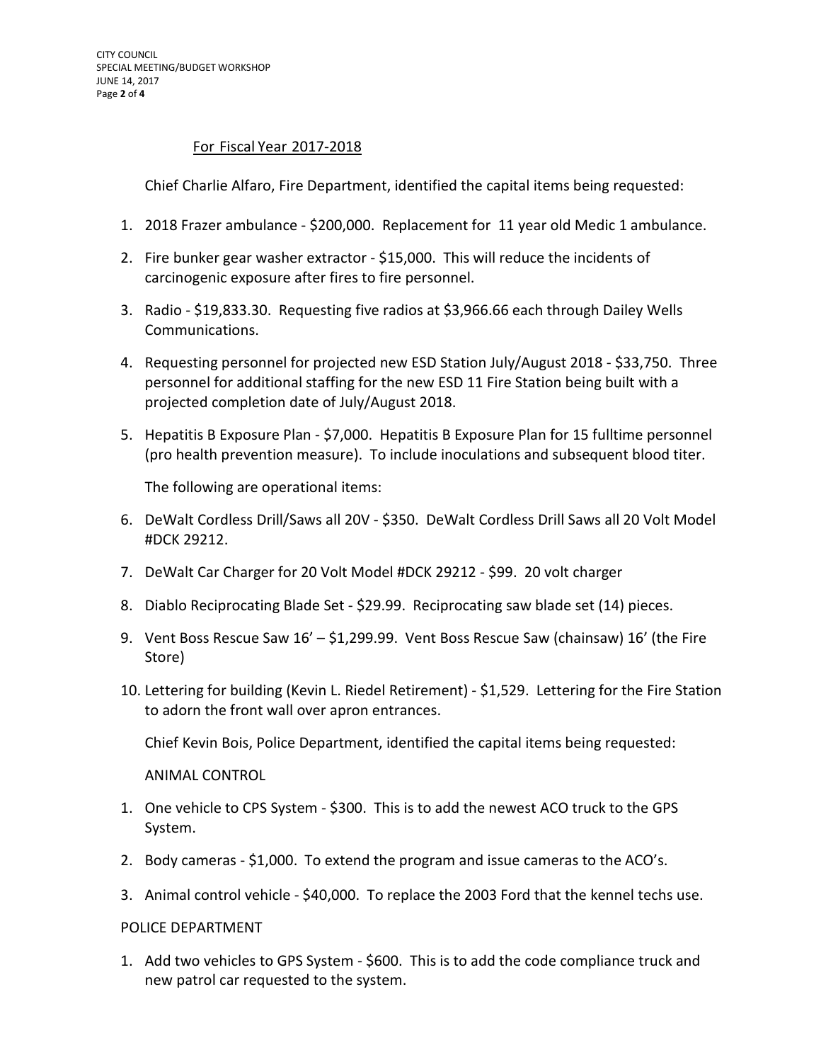For Fiscal Year 2017-2018

Chief Charlie Alfaro, Fire Department, identified the capital items being requested:

1. 2018 Frazer ambulance - $200,000. Replacement for 11 year old Medic 1 ambulance.
2. Fire bunker gear washer extractor - $15,000. This will reduce the incidents of carcinogenic exposure after fires to fire personnel.
3. Radio - $19,833.30. Requesting five radios at $3,966.66 each through Dailey Wells Communications.
4. Requesting personnel for projected new ESD Station July/August 2018 - $33,750. Three personnel for additional staffing for the new ESD 11 Fire Station being built with a projected completion date of July/August 2018.
5. Hepatitis B Exposure Plan - $7,000. Hepatitis B Exposure Plan for 15 fulltime personnel (pro health prevention measure). To include inoculations and subsequent blood titer.

The following are operational items:

6. DeWalt Cordless Drill/Saws all 20V - $350. DeWalt Cordless Drill Saws all 20 Volt Model #DCK 29212.
7. DeWalt Car Charger for 20 Volt Model #DCK 29212 - $99. 20 volt charger
8. Diablo Reciprocating Blade Set - $29.99. Reciprocating saw blade set (14) pieces.
9. Vent Boss Rescue Saw 16' – $1,299.99. Vent Boss Rescue Saw (chainsaw) 16' (the Fire Store)
10. Lettering for building (Kevin L. Riedel Retirement) - $1,529. Lettering for the Fire Station to adorn the front wall over apron entrances.

Chief Kevin Bois, Police Department, identified the capital items being requested:

ANIMAL CONTROL

1. One vehicle to CPS System - $300. This is to add the newest ACO truck to the GPS System.
2. Body cameras - $1,000. To extend the program and issue cameras to the ACO's.
3. Animal control vehicle - $40,000. To replace the 2003 Ford that the kennel techs use.

POLICE DEPARTMENT

1. Add two vehicles to GPS System - $600. This is to add the code compliance truck and new patrol car requested to the system.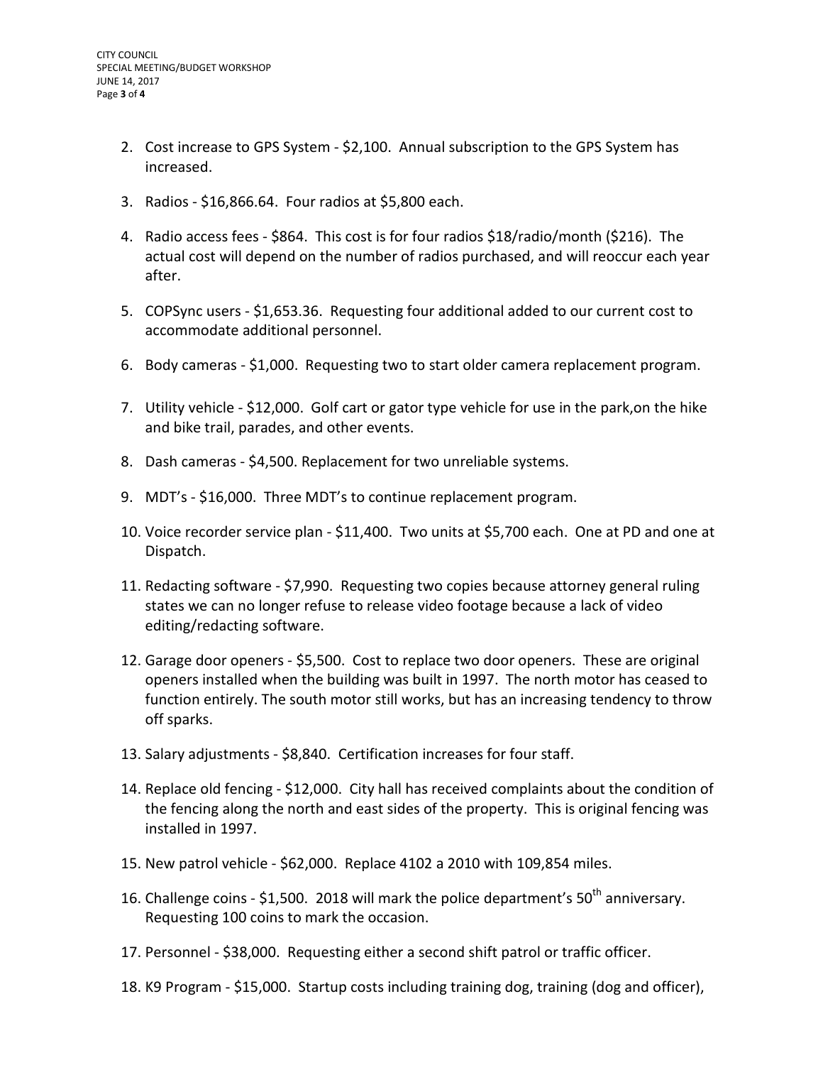2. Cost increase to GPS System - $2,100. Annual subscription to the GPS System has increased.

3. Radios - $16,866.64. Four radios at $5,800 each.

4. Radio access fees - $864. This cost is for four radios $18/radio/month ($216). The actual cost will depend on the number of radios purchased, and will reoccur each year after.

5. COPSync users - $1,653.36. Requesting four additional added to our current cost to accommodate additional personnel.

6. Body cameras - $1,000. Requesting two to start older camera replacement program.

7. Utility vehicle - $12,000. Golf cart or gator type vehicle for use in the park,on the hike and bike trail, parades, and other events.

8. Dash cameras - $4,500. Replacement for two unreliable systems.

9. MDT's - $16,000. Three MDT's to continue replacement program.

10. Voice recorder service plan - $11,400. Two units at $5,700 each. One at PD and one at Dispatch.

11. Redacting software - $7,990. Requesting two copies because attorney general ruling states we can no longer refuse to release video footage because a lack of video editing/redacting software.

12. Garage door openers - $5,500. Cost to replace two door openers. These are original openers installed when the building was built in 1997. The north motor has ceased to function entirely. The south motor still works, but has an increasing tendency to throw off sparks.

13. Salary adjustments - $8,840. Certification increases for four staff.

14. Replace old fencing - $12,000. City hall has received complaints about the condition of the fencing along the north and east sides of the property. This is original fencing was installed in 1997.

15. New patrol vehicle - $62,000. Replace 4102 a 2010 with 109,854 miles.

16. Challenge coins - $1,500. 2018 will mark the police department's 50th anniversary. Requesting 100 coins to mark the occasion.

17. Personnel - $38,000. Requesting either a second shift patrol or traffic officer.

18. K9 Program - $15,000. Startup costs including training dog, training (dog and officer),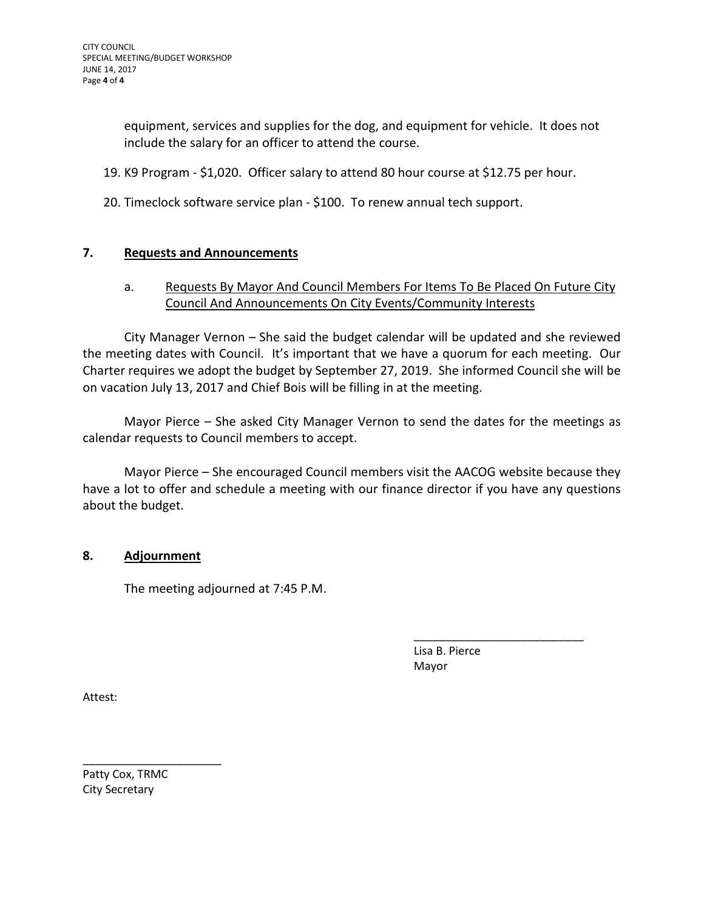equipment, services and supplies for the dog, and equipment for vehicle. It does not include the salary for an officer to attend the course.

19. K9 Program - $1,020. Officer salary to attend 80 hour course at $12.75 per hour.

20. Timeclock software service plan - $100. To renew annual tech support.

## 7. Requests and Announcements

a. Requests By Mayor And Council Members For Items To Be Placed On Future City Council And Announcements On City Events/Community Interests

City Manager Vernon – She said the budget calendar will be updated and she reviewed the meeting dates with Council. It's important that we have a quorum for each meeting. Our Charter requires we adopt the budget by September 27, 2019. She informed Council she will be on vacation July 13, 2017 and Chief Bois will be filling in at the meeting.

Mayor Pierce – She asked City Manager Vernon to send the dates for the meetings as calendar requests to Council members to accept.

Mayor Pierce – She encouraged Council members visit the AACOG website because they have a lot to offer and schedule a meeting with our finance director if you have any questions about the budget.

## 8. Adjournment

The meeting adjourned at 7:45 P.M.

___________________________
Lisa B. Pierce
Mayor

Attest:

______________________
Patty Cox, TRMC
City Secretary